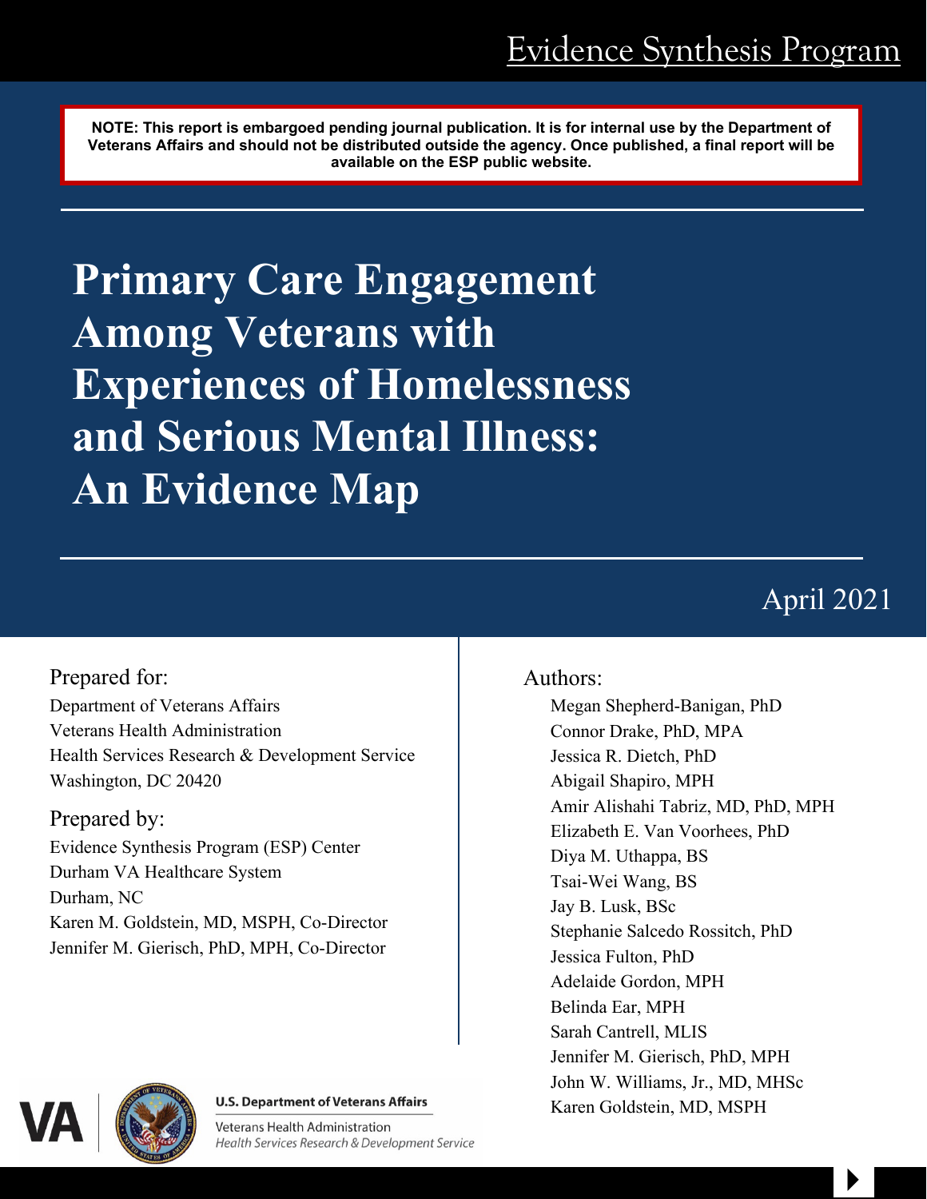# Evidence Synthesis Program

**NOTE: This report is embargoed pending journal publication. It is for internal use by the Department of Veterans Affairs and should not be distributed outside the agency. Once published, a final report will be available on the ESP public website.**

# Primary Care Engagement Among Veterans with Experiences of Homelessness and Serious Mental Illness: An Evidence Map

April 2021

Prepared for:
Department of Veterans Affairs
Veterans Health Administration
Health Services Research & Development Service
Washington, DC 20420

Prepared by:
Evidence Synthesis Program (ESP) Center
Durham VA Healthcare System
Durham, NC
Karen M. Goldstein, MD, MSPH, Co-Director
Jennifer M. Gierisch, PhD, MPH, Co-Director

Authors:
Megan Shepherd-Banigan, PhD
Connor Drake, PhD, MPA
Jessica R. Dietch, PhD
Abigail Shapiro, MPH
Amir Alishahi Tabriz, MD, PhD, MPH
Elizabeth E. Van Voorhees, PhD
Diya M. Uthappa, BS
Tsai-Wei Wang, BS
Jay B. Lusk, BSc
Stephanie Salcedo Rossitch, PhD
Jessica Fulton, PhD
Adelaide Gordon, MPH
Belinda Ear, MPH
Sarah Cantrell, MLIS
Jennifer M. Gierisch, PhD, MPH
John W. Williams, Jr., MD, MHSc
Karen Goldstein, MD, MSPH

U.S. Department of Veterans Affairs
Veterans Health Administration
*Health Services Research & Development Service*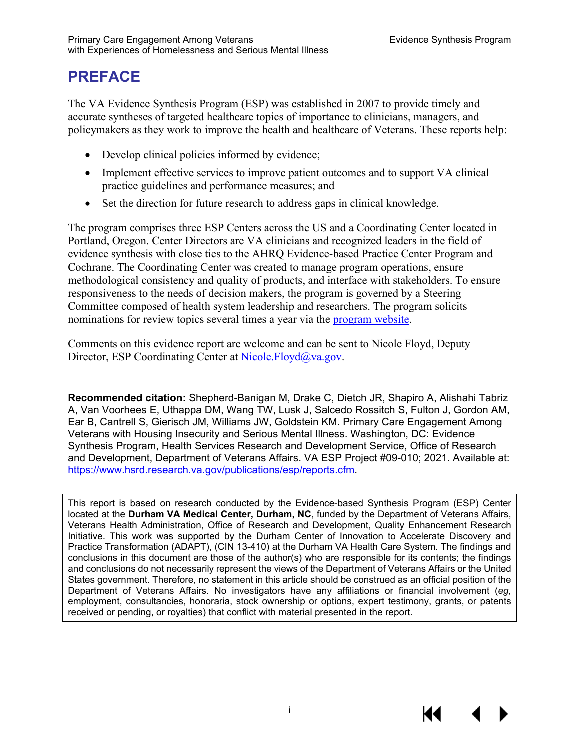# PREFACE

The VA Evidence Synthesis Program (ESP) was established in 2007 to provide timely and accurate syntheses of targeted healthcare topics of importance to clinicians, managers, and policymakers as they work to improve the health and healthcare of Veterans. These reports help:

- Develop clinical policies informed by evidence;
- Implement effective services to improve patient outcomes and to support VA clinical practice guidelines and performance measures; and
- Set the direction for future research to address gaps in clinical knowledge.

The program comprises three ESP Centers across the US and a Coordinating Center located in Portland, Oregon. Center Directors are VA clinicians and recognized leaders in the field of evidence synthesis with close ties to the AHRQ Evidence-based Practice Center Program and Cochrane. The Coordinating Center was created to manage program operations, ensure methodological consistency and quality of products, and interface with stakeholders. To ensure responsiveness to the needs of decision makers, the program is governed by a Steering Committee composed of health system leadership and researchers. The program solicits nominations for review topics several times a year via the [program website](https://www.hsrd.research.va.gov/publications/esp/).

Comments on this evidence report are welcome and can be sent to Nicole Floyd, Deputy Director, ESP Coordinating Center at [Nicole.Floyd@va.gov](mailto:Nicole.Floyd@va.gov).

**Recommended citation:** Shepherd-Banigan M, Drake C, Dietch JR, Shapiro A, Alishahi Tabriz A, Van Voorhees E, Uthappa DM, Wang TW, Lusk J, Salcedo Rossitch S, Fulton J, Gordon AM, Ear B, Cantrell S, Gierisch JM, Williams JW, Goldstein KM. Primary Care Engagement Among Veterans with Housing Insecurity and Serious Mental Illness. Washington, DC: Evidence Synthesis Program, Health Services Research and Development Service, Office of Research and Development, Department of Veterans Affairs. VA ESP Project #09-010; 2021. Available at: [https://www.hsrd.research.va.gov/publications/esp/reports.cfm](https://www.hsrd.research.va.gov/publications/esp/reports.cfm).

This report is based on research conducted by the Evidence-based Synthesis Program (ESP) Center located at the **Durham VA Medical Center, Durham, NC**, funded by the Department of Veterans Affairs, Veterans Health Administration, Office of Research and Development, Quality Enhancement Research Initiative. This work was supported by the Durham Center of Innovation to Accelerate Discovery and Practice Transformation (ADAPT), (CIN 13-410) at the Durham VA Health Care System. The findings and conclusions in this document are those of the author(s) who are responsible for its contents; the findings and conclusions do not necessarily represent the views of the Department of Veterans Affairs or the United States government. Therefore, no statement in this article should be construed as an official position of the Department of Veterans Affairs. No investigators have any affiliations or financial involvement (*eg*, employment, consultancies, honoraria, stock ownership or options, expert testimony, grants, or patents received or pending, or royalties) that conflict with material presented in the report.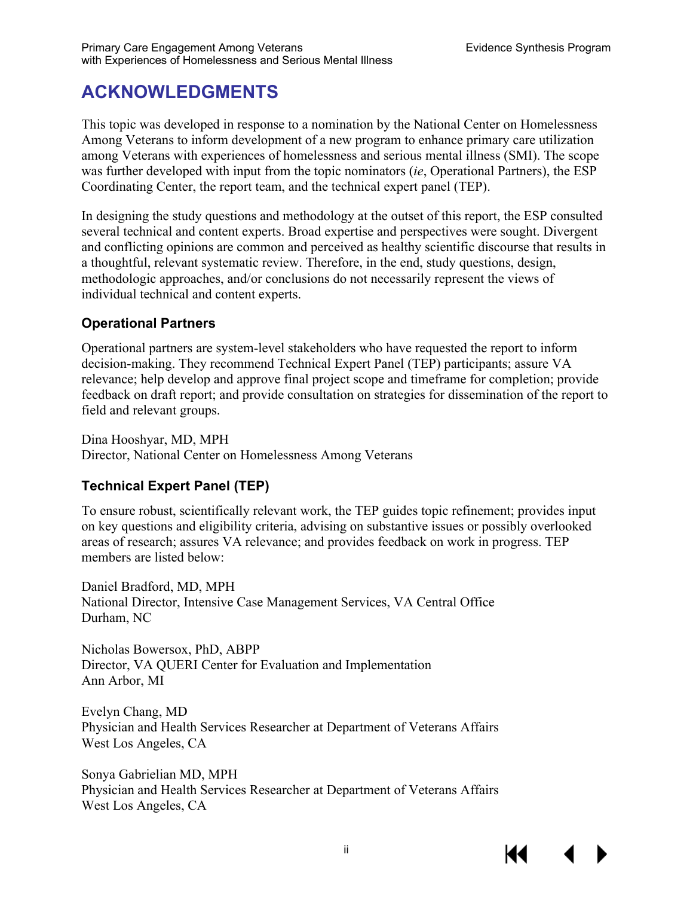# ACKNOWLEDGMENTS

This topic was developed in response to a nomination by the National Center on Homelessness Among Veterans to inform development of a new program to enhance primary care utilization among Veterans with experiences of homelessness and serious mental illness (SMI). The scope was further developed with input from the topic nominators (*ie*, Operational Partners), the ESP Coordinating Center, the report team, and the technical expert panel (TEP).

In designing the study questions and methodology at the outset of this report, the ESP consulted several technical and content experts. Broad expertise and perspectives were sought. Divergent and conflicting opinions are common and perceived as healthy scientific discourse that results in a thoughtful, relevant systematic review. Therefore, in the end, study questions, design, methodologic approaches, and/or conclusions do not necessarily represent the views of individual technical and content experts.

### Operational Partners

Operational partners are system-level stakeholders who have requested the report to inform decision-making. They recommend Technical Expert Panel (TEP) participants; assure VA relevance; help develop and approve final project scope and timeframe for completion; provide feedback on draft report; and provide consultation on strategies for dissemination of the report to field and relevant groups.

Dina Hooshyar, MD, MPH
Director, National Center on Homelessness Among Veterans

### Technical Expert Panel (TEP)

To ensure robust, scientifically relevant work, the TEP guides topic refinement; provides input on key questions and eligibility criteria, advising on substantive issues or possibly overlooked areas of research; assures VA relevance; and provides feedback on work in progress. TEP members are listed below:

Daniel Bradford, MD, MPH
National Director, Intensive Case Management Services, VA Central Office
Durham, NC

Nicholas Bowersox, PhD, ABPP
Director, VA QUERI Center for Evaluation and Implementation
Ann Arbor, MI

Evelyn Chang, MD
Physician and Health Services Researcher at Department of Veterans Affairs
West Los Angeles, CA

Sonya Gabrielian MD, MPH
Physician and Health Services Researcher at Department of Veterans Affairs
West Los Angeles, CA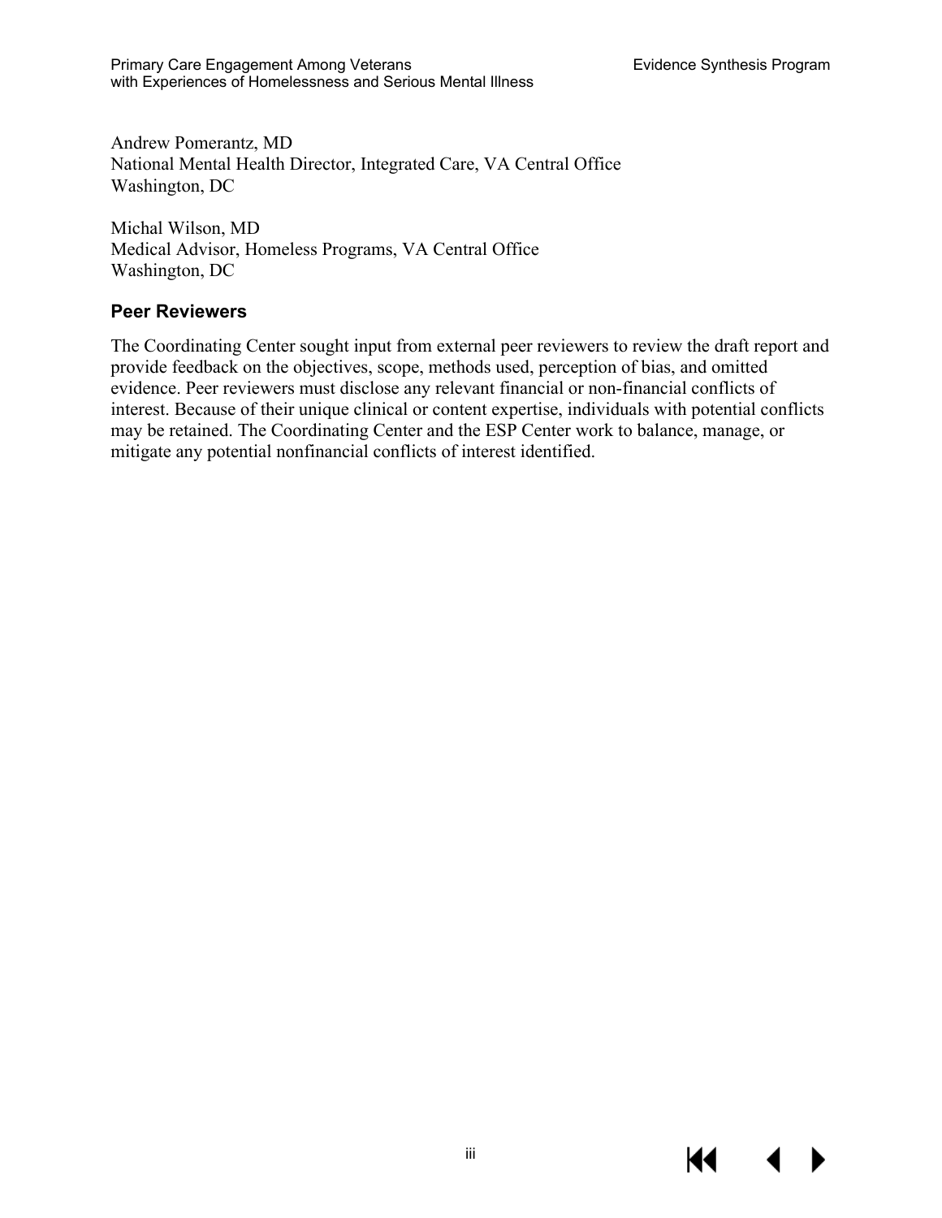Andrew Pomerantz, MD
National Mental Health Director, Integrated Care, VA Central Office
Washington, DC

Michal Wilson, MD
Medical Advisor, Homeless Programs, VA Central Office
Washington, DC

### Peer Reviewers

The Coordinating Center sought input from external peer reviewers to review the draft report and provide feedback on the objectives, scope, methods used, perception of bias, and omitted evidence. Peer reviewers must disclose any relevant financial or non-financial conflicts of interest. Because of their unique clinical or content expertise, individuals with potential conflicts may be retained. The Coordinating Center and the ESP Center work to balance, manage, or mitigate any potential nonfinancial conflicts of interest identified.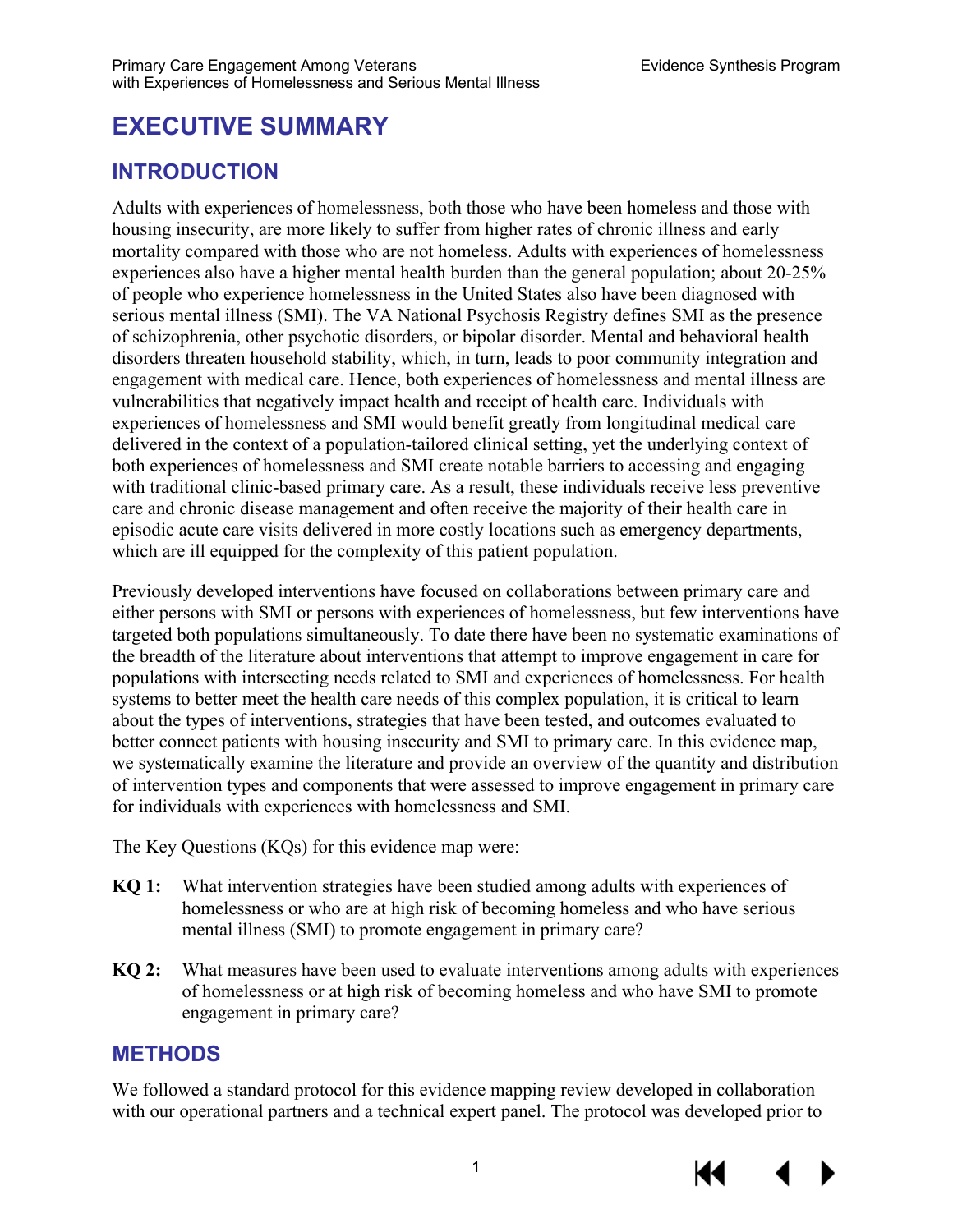# EXECUTIVE SUMMARY

## INTRODUCTION

Adults with experiences of homelessness, both those who have been homeless and those with housing insecurity, are more likely to suffer from higher rates of chronic illness and early mortality compared with those who are not homeless. Adults with experiences of homelessness experiences also have a higher mental health burden than the general population; about 20-25% of people who experience homelessness in the United States also have been diagnosed with serious mental illness (SMI). The VA National Psychosis Registry defines SMI as the presence of schizophrenia, other psychotic disorders, or bipolar disorder. Mental and behavioral health disorders threaten household stability, which, in turn, leads to poor community integration and engagement with medical care. Hence, both experiences of homelessness and mental illness are vulnerabilities that negatively impact health and receipt of health care. Individuals with experiences of homelessness and SMI would benefit greatly from longitudinal medical care delivered in the context of a population-tailored clinical setting, yet the underlying context of both experiences of homelessness and SMI create notable barriers to accessing and engaging with traditional clinic-based primary care. As a result, these individuals receive less preventive care and chronic disease management and often receive the majority of their health care in episodic acute care visits delivered in more costly locations such as emergency departments, which are ill equipped for the complexity of this patient population.

Previously developed interventions have focused on collaborations between primary care and either persons with SMI or persons with experiences of homelessness, but few interventions have targeted both populations simultaneously. To date there have been no systematic examinations of the breadth of the literature about interventions that attempt to improve engagement in care for populations with intersecting needs related to SMI and experiences of homelessness. For health systems to better meet the health care needs of this complex population, it is critical to learn about the types of interventions, strategies that have been tested, and outcomes evaluated to better connect patients with housing insecurity and SMI to primary care. In this evidence map, we systematically examine the literature and provide an overview of the quantity and distribution of intervention types and components that were assessed to improve engagement in primary care for individuals with experiences with homelessness and SMI.

The Key Questions (KQs) for this evidence map were:

**KQ 1:** What intervention strategies have been studied among adults with experiences of homelessness or who are at high risk of becoming homeless and who have serious mental illness (SMI) to promote engagement in primary care?

**KQ 2:** What measures have been used to evaluate interventions among adults with experiences of homelessness or at high risk of becoming homeless and who have SMI to promote engagement in primary care?

## METHODS

We followed a standard protocol for this evidence mapping review developed in collaboration with our operational partners and a technical expert panel. The protocol was developed prior to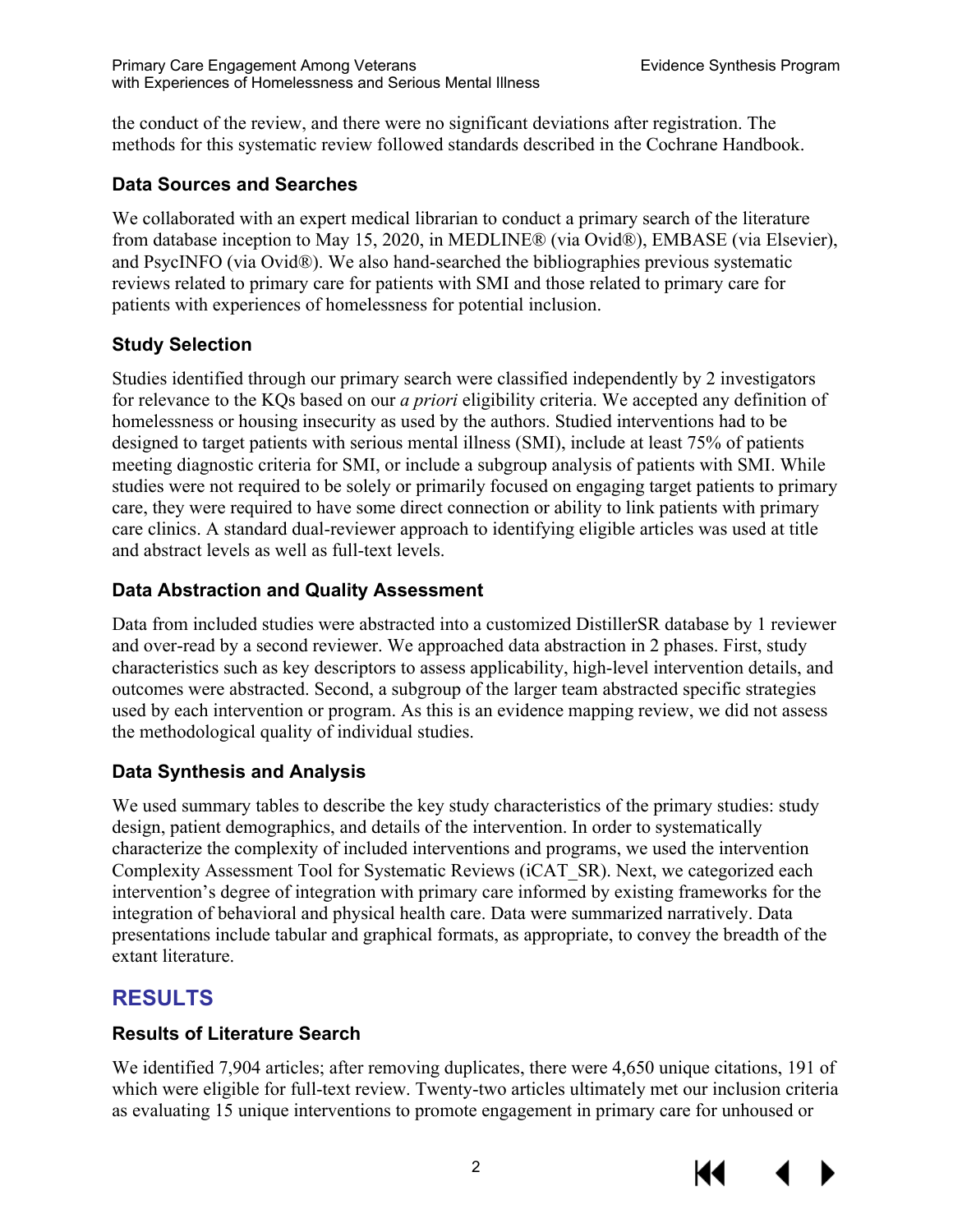the conduct of the review, and there were no significant deviations after registration. The methods for this systematic review followed standards described in the Cochrane Handbook.

### Data Sources and Searches

We collaborated with an expert medical librarian to conduct a primary search of the literature from database inception to May 15, 2020, in MEDLINE® (via Ovid®), EMBASE (via Elsevier), and PsycINFO (via Ovid®). We also hand-searched the bibliographies previous systematic reviews related to primary care for patients with SMI and those related to primary care for patients with experiences of homelessness for potential inclusion.

### Study Selection

Studies identified through our primary search were classified independently by 2 investigators for relevance to the KQs based on our *a priori* eligibility criteria. We accepted any definition of homelessness or housing insecurity as used by the authors. Studied interventions had to be designed to target patients with serious mental illness (SMI), include at least 75% of patients meeting diagnostic criteria for SMI, or include a subgroup analysis of patients with SMI. While studies were not required to be solely or primarily focused on engaging target patients to primary care, they were required to have some direct connection or ability to link patients with primary care clinics. A standard dual-reviewer approach to identifying eligible articles was used at title and abstract levels as well as full-text levels.

### Data Abstraction and Quality Assessment

Data from included studies were abstracted into a customized DistillerSR database by 1 reviewer and over-read by a second reviewer. We approached data abstraction in 2 phases. First, study characteristics such as key descriptors to assess applicability, high-level intervention details, and outcomes were abstracted. Second, a subgroup of the larger team abstracted specific strategies used by each intervention or program. As this is an evidence mapping review, we did not assess the methodological quality of individual studies.

### Data Synthesis and Analysis

We used summary tables to describe the key study characteristics of the primary studies: study design, patient demographics, and details of the intervention. In order to systematically characterize the complexity of included interventions and programs, we used the intervention Complexity Assessment Tool for Systematic Reviews (iCAT_SR). Next, we categorized each intervention's degree of integration with primary care informed by existing frameworks for the integration of behavioral and physical health care. Data were summarized narratively. Data presentations include tabular and graphical formats, as appropriate, to convey the breadth of the extant literature.

## RESULTS

### Results of Literature Search

We identified 7,904 articles; after removing duplicates, there were 4,650 unique citations, 191 of which were eligible for full-text review. Twenty-two articles ultimately met our inclusion criteria as evaluating 15 unique interventions to promote engagement in primary care for unhoused or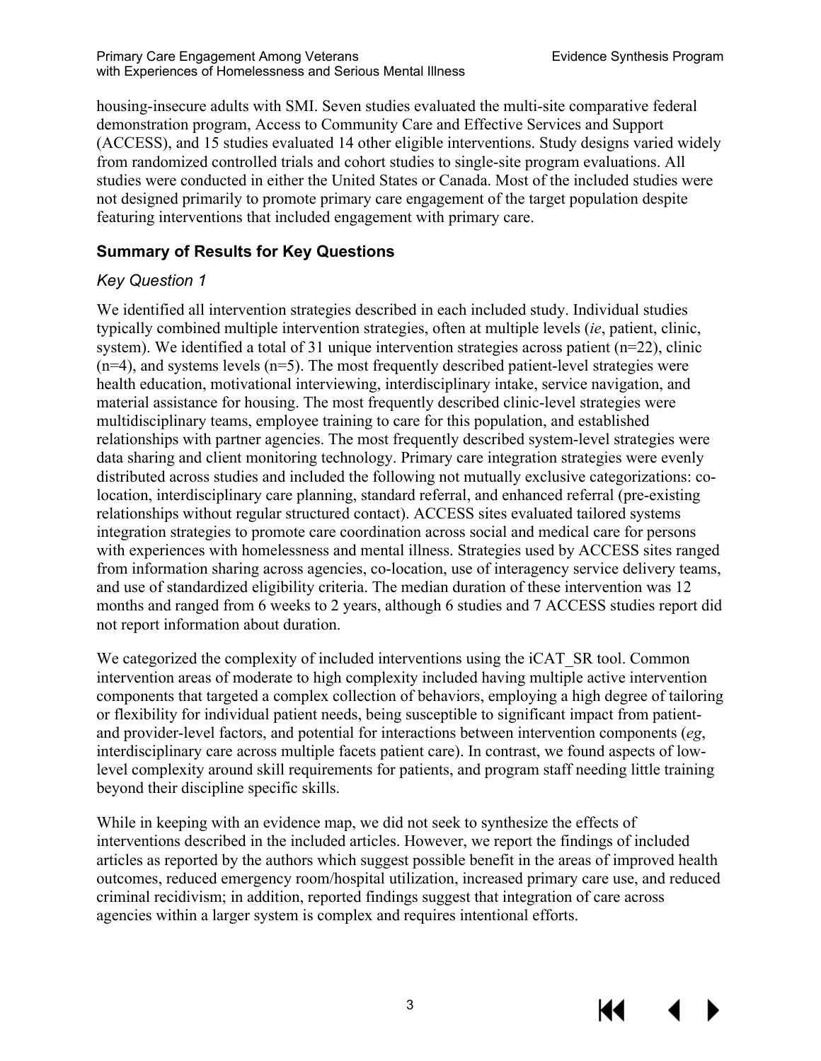housing-insecure adults with SMI. Seven studies evaluated the multi-site comparative federal demonstration program, Access to Community Care and Effective Services and Support (ACCESS), and 15 studies evaluated 14 other eligible interventions. Study designs varied widely from randomized controlled trials and cohort studies to single-site program evaluations. All studies were conducted in either the United States or Canada. Most of the included studies were not designed primarily to promote primary care engagement of the target population despite featuring interventions that included engagement with primary care.

## Summary of Results for Key Questions

### *Key Question 1*

We identified all intervention strategies described in each included study. Individual studies typically combined multiple intervention strategies, often at multiple levels (*ie*, patient, clinic, system). We identified a total of 31 unique intervention strategies across patient (n=22), clinic (n=4), and systems levels (n=5). The most frequently described patient-level strategies were health education, motivational interviewing, interdisciplinary intake, service navigation, and material assistance for housing. The most frequently described clinic-level strategies were multidisciplinary teams, employee training to care for this population, and established relationships with partner agencies. The most frequently described system-level strategies were data sharing and client monitoring technology. Primary care integration strategies were evenly distributed across studies and included the following not mutually exclusive categorizations: co-location, interdisciplinary care planning, standard referral, and enhanced referral (pre-existing relationships without regular structured contact). ACCESS sites evaluated tailored systems integration strategies to promote care coordination across social and medical care for persons with experiences with homelessness and mental illness. Strategies used by ACCESS sites ranged from information sharing across agencies, co-location, use of interagency service delivery teams, and use of standardized eligibility criteria. The median duration of these intervention was 12 months and ranged from 6 weeks to 2 years, although 6 studies and 7 ACCESS studies report did not report information about duration.

We categorized the complexity of included interventions using the iCAT_SR tool. Common intervention areas of moderate to high complexity included having multiple active intervention components that targeted a complex collection of behaviors, employing a high degree of tailoring or flexibility for individual patient needs, being susceptible to significant impact from patient- and provider-level factors, and potential for interactions between intervention components (*eg*, interdisciplinary care across multiple facets patient care). In contrast, we found aspects of low-level complexity around skill requirements for patients, and program staff needing little training beyond their discipline specific skills.

While in keeping with an evidence map, we did not seek to synthesize the effects of interventions described in the included articles. However, we report the findings of included articles as reported by the authors which suggest possible benefit in the areas of improved health outcomes, reduced emergency room/hospital utilization, increased primary care use, and reduced criminal recidivism; in addition, reported findings suggest that integration of care across agencies within a larger system is complex and requires intentional efforts.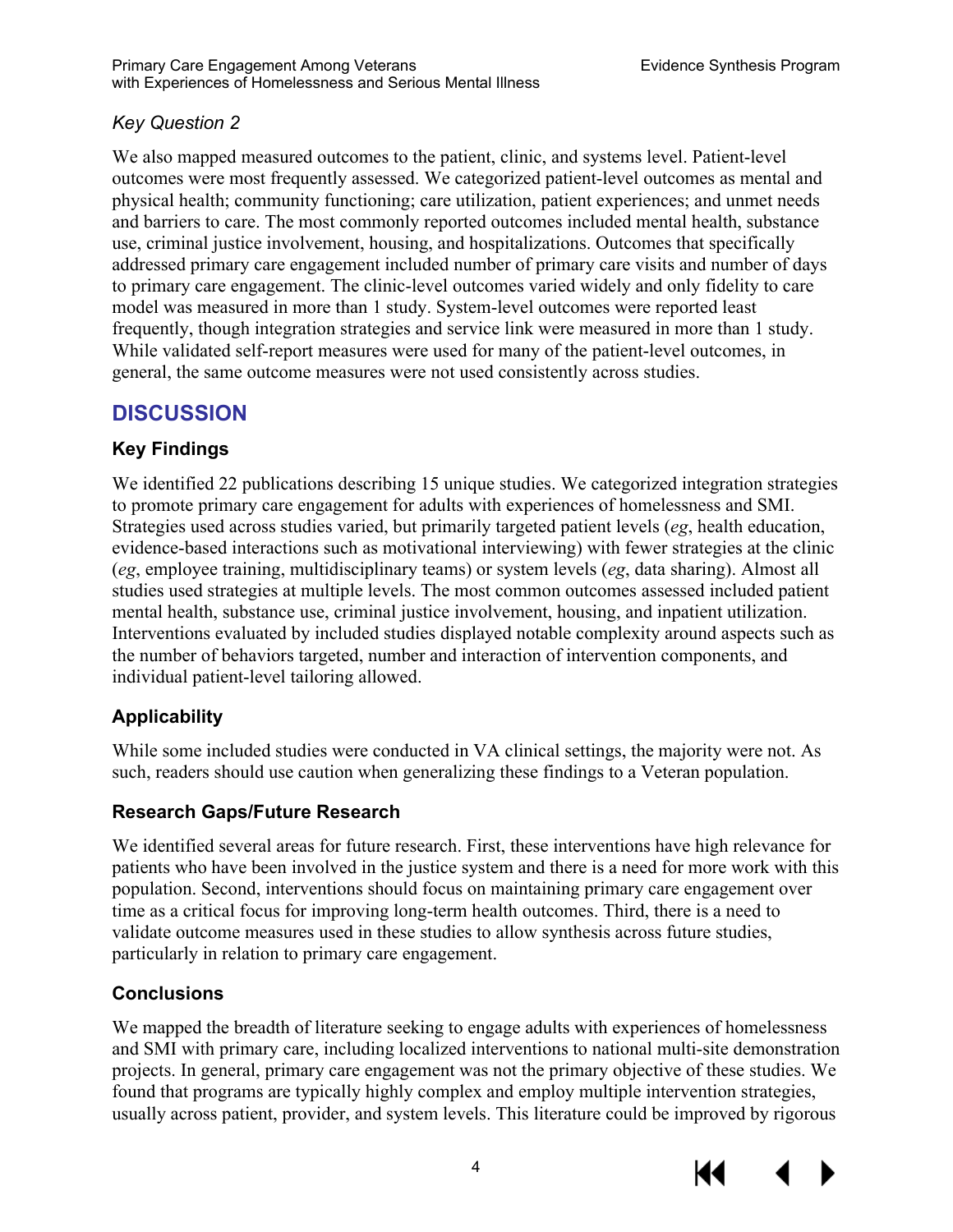*Key Question 2*

We also mapped measured outcomes to the patient, clinic, and systems level. Patient-level outcomes were most frequently assessed. We categorized patient-level outcomes as mental and physical health; community functioning; care utilization, patient experiences; and unmet needs and barriers to care. The most commonly reported outcomes included mental health, substance use, criminal justice involvement, housing, and hospitalizations. Outcomes that specifically addressed primary care engagement included number of primary care visits and number of days to primary care engagement. The clinic-level outcomes varied widely and only fidelity to care model was measured in more than 1 study. System-level outcomes were reported least frequently, though integration strategies and service link were measured in more than 1 study. While validated self-report measures were used for many of the patient-level outcomes, in general, the same outcome measures were not used consistently across studies.

## DISCUSSION

### Key Findings

We identified 22 publications describing 15 unique studies. We categorized integration strategies to promote primary care engagement for adults with experiences of homelessness and SMI. Strategies used across studies varied, but primarily targeted patient levels (*eg*, health education, evidence-based interactions such as motivational interviewing) with fewer strategies at the clinic (*eg*, employee training, multidisciplinary teams) or system levels (*eg*, data sharing). Almost all studies used strategies at multiple levels. The most common outcomes assessed included patient mental health, substance use, criminal justice involvement, housing, and inpatient utilization. Interventions evaluated by included studies displayed notable complexity around aspects such as the number of behaviors targeted, number and interaction of intervention components, and individual patient-level tailoring allowed.

### Applicability

While some included studies were conducted in VA clinical settings, the majority were not. As such, readers should use caution when generalizing these findings to a Veteran population.

### Research Gaps/Future Research

We identified several areas for future research. First, these interventions have high relevance for patients who have been involved in the justice system and there is a need for more work with this population. Second, interventions should focus on maintaining primary care engagement over time as a critical focus for improving long-term health outcomes. Third, there is a need to validate outcome measures used in these studies to allow synthesis across future studies, particularly in relation to primary care engagement.

### Conclusions

We mapped the breadth of literature seeking to engage adults with experiences of homelessness and SMI with primary care, including localized interventions to national multi-site demonstration projects. In general, primary care engagement was not the primary objective of these studies. We found that programs are typically highly complex and employ multiple intervention strategies, usually across patient, provider, and system levels. This literature could be improved by rigorous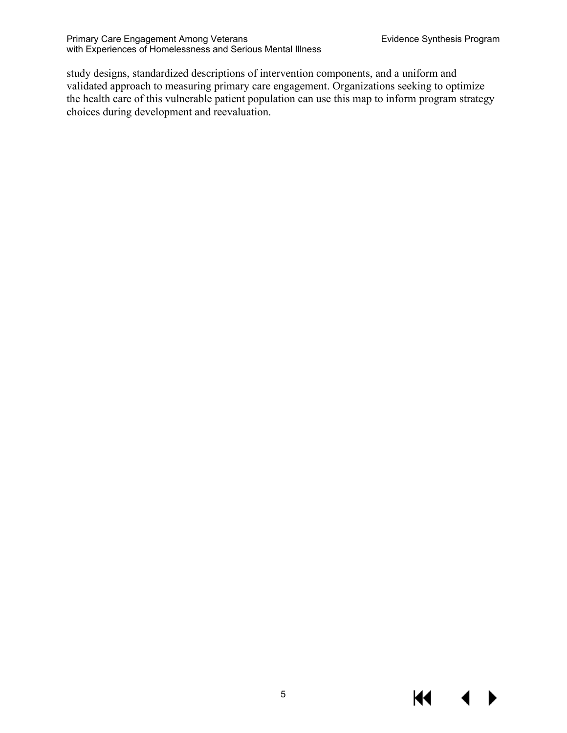study designs, standardized descriptions of intervention components, and a uniform and validated approach to measuring primary care engagement. Organizations seeking to optimize the health care of this vulnerable patient population can use this map to inform program strategy choices during development and reevaluation.